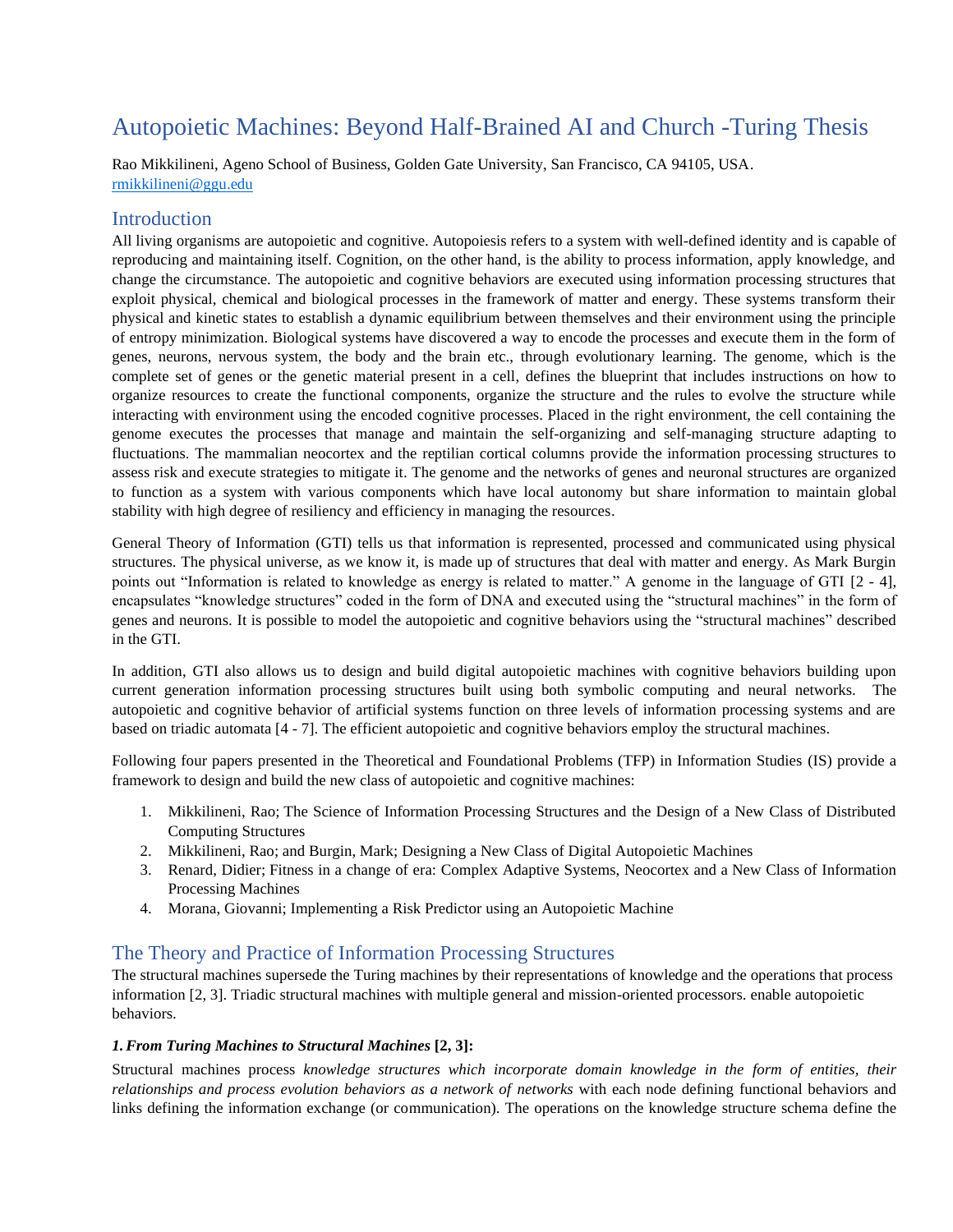# Autopoietic Machines: Beyond Half-Brained AI and Church -Turing Thesis

Rao Mikkilineni, Ageno School of Business, Golden Gate University, San Francisco, CA 94105, USA.
rmikkilineni@ggu.edu

## Introduction

All living organisms are autopoietic and cognitive. Autopoiesis refers to a system with well-defined identity and is capable of reproducing and maintaining itself. Cognition, on the other hand, is the ability to process information, apply knowledge, and change the circumstance. The autopoietic and cognitive behaviors are executed using information processing structures that exploit physical, chemical and biological processes in the framework of matter and energy. These systems transform their physical and kinetic states to establish a dynamic equilibrium between themselves and their environment using the principle of entropy minimization. Biological systems have discovered a way to encode the processes and execute them in the form of genes, neurons, nervous system, the body and the brain etc., through evolutionary learning. The genome, which is the complete set of genes or the genetic material present in a cell, defines the blueprint that includes instructions on how to organize resources to create the functional components, organize the structure and the rules to evolve the structure while interacting with environment using the encoded cognitive processes. Placed in the right environment, the cell containing the genome executes the processes that manage and maintain the self-organizing and self-managing structure adapting to fluctuations. The mammalian neocortex and the reptilian cortical columns provide the information processing structures to assess risk and execute strategies to mitigate it. The genome and the networks of genes and neuronal structures are organized to function as a system with various components which have local autonomy but share information to maintain global stability with high degree of resiliency and efficiency in managing the resources.

General Theory of Information (GTI) tells us that information is represented, processed and communicated using physical structures. The physical universe, as we know it, is made up of structures that deal with matter and energy. As Mark Burgin points out "Information is related to knowledge as energy is related to matter." A genome in the language of GTI [2 - 4], encapsulates "knowledge structures" coded in the form of DNA and executed using the "structural machines" in the form of genes and neurons. It is possible to model the autopoietic and cognitive behaviors using the "structural machines" described in the GTI.

In addition, GTI also allows us to design and build digital autopoietic machines with cognitive behaviors building upon current generation information processing structures built using both symbolic computing and neural networks. The autopoietic and cognitive behavior of artificial systems function on three levels of information processing systems and are based on triadic automata [4 - 7]. The efficient autopoietic and cognitive behaviors employ the structural machines.

Following four papers presented in the Theoretical and Foundational Problems (TFP) in Information Studies (IS) provide a framework to design and build the new class of autopoietic and cognitive machines:

1. Mikkilineni, Rao; The Science of Information Processing Structures and the Design of a New Class of Distributed Computing Structures
2. Mikkilineni, Rao; and Burgin, Mark; Designing a New Class of Digital Autopoietic Machines
3. Renard, Didier; Fitness in a change of era: Complex Adaptive Systems, Neocortex and a New Class of Information Processing Machines
4. Morana, Giovanni; Implementing a Risk Predictor using an Autopoietic Machine

## The Theory and Practice of Information Processing Structures

The structural machines supersede the Turing machines by their representations of knowledge and the operations that process information [2, 3]. Triadic structural machines with multiple general and mission-oriented processors. enable autopoietic behaviors.

### *1. From Turing Machines to Structural Machines* [2, 3]:

Structural machines process *knowledge structures which incorporate domain knowledge in the form of entities, their relationships and process evolution behaviors as a network of networks* with each node defining functional behaviors and links defining the information exchange (or communication). The operations on the knowledge structure schema define the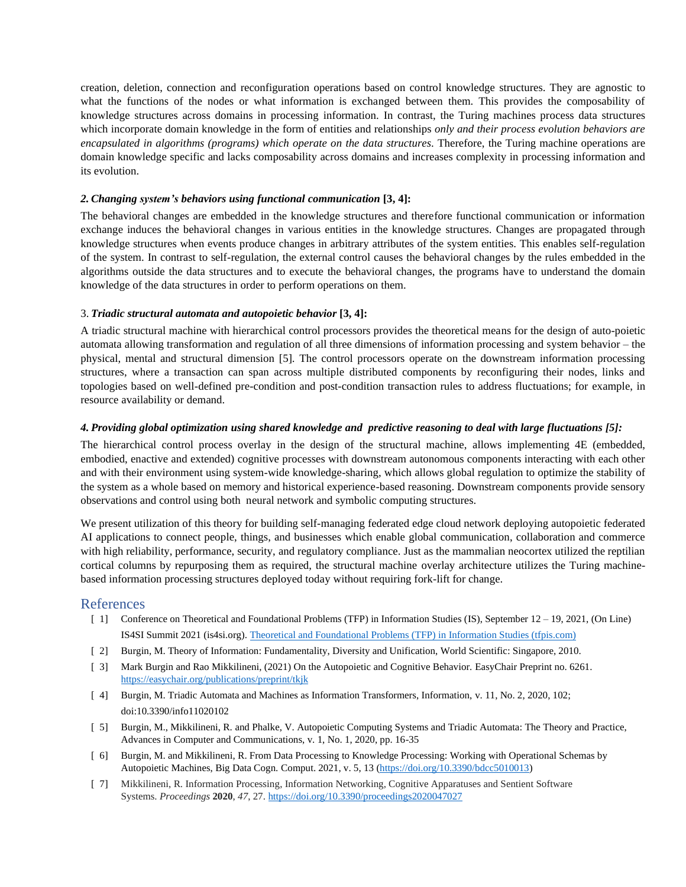creation, deletion, connection and reconfiguration operations based on control knowledge structures. They are agnostic to what the functions of the nodes or what information is exchanged between them. This provides the composability of knowledge structures across domains in processing information. In contrast, the Turing machines process data structures which incorporate domain knowledge in the form of entities and relationships *only and their process evolution behaviors are encapsulated in algorithms (programs) which operate on the data structures*. Therefore, the Turing machine operations are domain knowledge specific and lacks composability across domains and increases complexity in processing information and its evolution.

***2. Changing system's behaviors using functional communication* [3, 4]:**

The behavioral changes are embedded in the knowledge structures and therefore functional communication or information exchange induces the behavioral changes in various entities in the knowledge structures. Changes are propagated through knowledge structures when events produce changes in arbitrary attributes of the system entities. This enables self-regulation of the system. In contrast to self-regulation, the external control causes the behavioral changes by the rules embedded in the algorithms outside the data structures and to execute the behavioral changes, the programs have to understand the domain knowledge of the data structures in order to perform operations on them.

3. ***Triadic structural automata and autopoietic behavior* [3, 4]:**

A triadic structural machine with hierarchical control processors provides the theoretical means for the design of auto-poietic automata allowing transformation and regulation of all three dimensions of information processing and system behavior – the physical, mental and structural dimension [5]. The control processors operate on the downstream information processing structures, where a transaction can span across multiple distributed components by reconfiguring their nodes, links and topologies based on well-defined pre-condition and post-condition transaction rules to address fluctuations; for example, in resource availability or demand.

***4. Providing global optimization using shared knowledge and predictive reasoning to deal with large fluctuations [5]:***

The hierarchical control process overlay in the design of the structural machine, allows implementing 4E (embedded, embodied, enactive and extended) cognitive processes with downstream autonomous components interacting with each other and with their environment using system-wide knowledge-sharing, which allows global regulation to optimize the stability of the system as a whole based on memory and historical experience-based reasoning. Downstream components provide sensory observations and control using both neural network and symbolic computing structures.

We present utilization of this theory for building self-managing federated edge cloud network deploying autopoietic federated AI applications to connect people, things, and businesses which enable global communication, collaboration and commerce with high reliability, performance, security, and regulatory compliance. Just as the mammalian neocortex utilized the reptilian cortical columns by repurposing them as required, the structural machine overlay architecture utilizes the Turing machine-based information processing structures deployed today without requiring fork-lift for change.

## References

[1] Conference on Theoretical and Foundational Problems (TFP) in Information Studies (IS), September 12 – 19, 2021, (On Line) IS4SI Summit 2021 (is4si.org). Theoretical and Foundational Problems (TFP) in Information Studies (tfpis.com)

[2] Burgin, M. Theory of Information: Fundamentality, Diversity and Unification, World Scientific: Singapore, 2010.

[3] Mark Burgin and Rao Mikkilineni, (2021) On the Autopoietic and Cognitive Behavior. EasyChair Preprint no. 6261. https://easychair.org/publications/preprint/tkjk

[4] Burgin, M. Triadic Automata and Machines as Information Transformers, Information, v. 11, No. 2, 2020, 102; doi:10.3390/info11020102

[5] Burgin, M., Mikkilineni, R. and Phalke, V. Autopoietic Computing Systems and Triadic Automata: The Theory and Practice, Advances in Computer and Communications, v. 1, No. 1, 2020, pp. 16-35

[6] Burgin, M. and Mikkilineni, R. From Data Processing to Knowledge Processing: Working with Operational Schemas by Autopoietic Machines, Big Data Cogn. Comput. 2021, v. 5, 13 (https://doi.org/10.3390/bdcc5010013)

[7] Mikkilineni, R. Information Processing, Information Networking, Cognitive Apparatuses and Sentient Software Systems. *Proceedings* **2020**, *47*, 27. https://doi.org/10.3390/proceedings2020047027